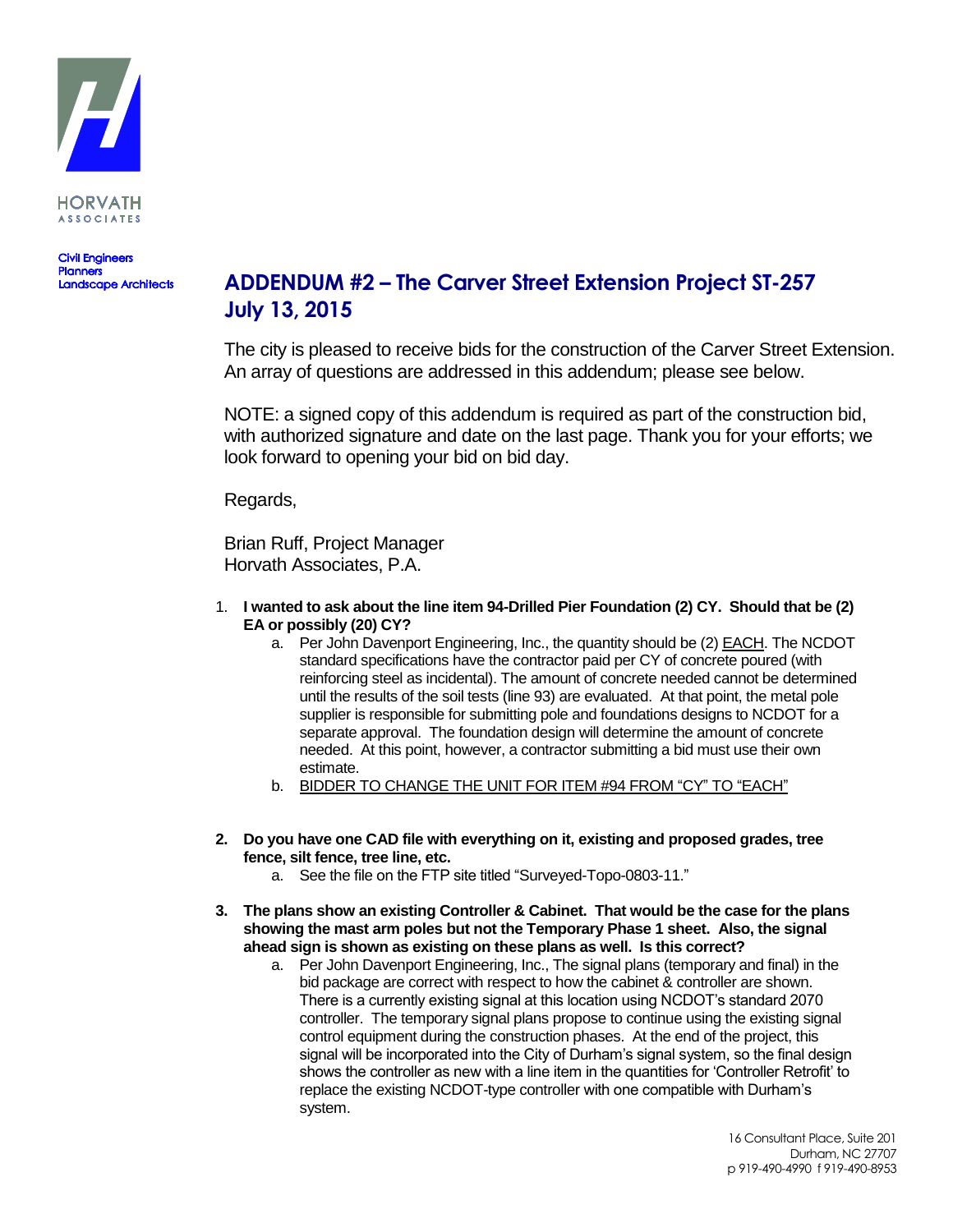HORVATH
ASSOCIATES

Civil Engineers
Planners
Landscape Architects

# ADDENDUM #2 – The Carver Street Extension Project ST-257
## July 13, 2015

The city is pleased to receive bids for the construction of the Carver Street Extension. An array of questions are addressed in this addendum; please see below.

NOTE: a signed copy of this addendum is required as part of the construction bid, with authorized signature and date on the last page. Thank you for your efforts; we look forward to opening your bid on bid day.

Regards,

Brian Ruff, Project Manager
Horvath Associates, P.A.

1. **I wanted to ask about the line item 94-Drilled Pier Foundation (2) CY. Should that be (2) EA or possibly (20) CY?**
    a. Per John Davenport Engineering, Inc., the quantity should be (2) EACH. The NCDOT standard specifications have the contractor paid per CY of concrete poured (with reinforcing steel as incidental). The amount of concrete needed cannot be determined until the results of the soil tests (line 93) are evaluated. At that point, the metal pole supplier is responsible for submitting pole and foundations designs to NCDOT for a separate approval. The foundation design will determine the amount of concrete needed. At this point, however, a contractor submitting a bid must use their own estimate.
    b. BIDDER TO CHANGE THE UNIT FOR ITEM #94 FROM "CY" TO "EACH"

2. **Do you have one CAD file with everything on it, existing and proposed grades, tree fence, silt fence, tree line, etc.**
    a. See the file on the FTP site titled "Surveyed-Topo-0803-11."

3. **The plans show an existing Controller & Cabinet. That would be the case for the plans showing the mast arm poles but not the Temporary Phase 1 sheet. Also, the signal ahead sign is shown as existing on these plans as well. Is this correct?**
    a. Per John Davenport Engineering, Inc., The signal plans (temporary and final) in the bid package are correct with respect to how the cabinet & controller are shown. There is a currently existing signal at this location using NCDOT's standard 2070 controller. The temporary signal plans propose to continue using the existing signal control equipment during the construction phases. At the end of the project, this signal will be incorporated into the City of Durham's signal system, so the final design shows the controller as new with a line item in the quantities for 'Controller Retrofit' to replace the existing NCDOT-type controller with one compatible with Durham's system.

16 Consultant Place, Suite 201
Durham, NC 27707
p 919-490-4990 f 919-490-8953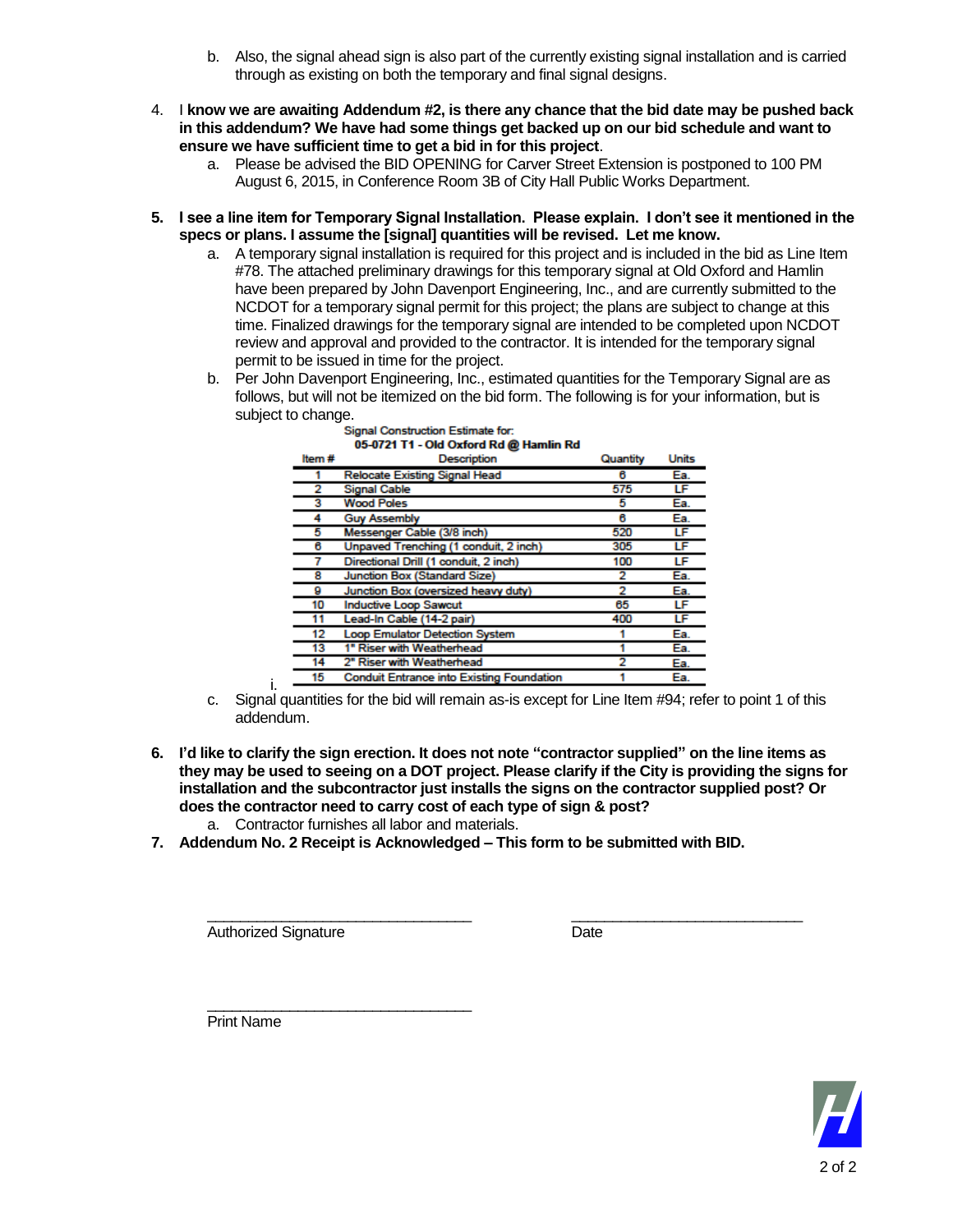b. Also, the signal ahead sign is also part of the currently existing signal installation and is carried through as existing on both the temporary and final signal designs.

4. I **know we are awaiting Addendum #2, is there any chance that the bid date may be pushed back in this addendum? We have had some things get backed up on our bid schedule and want to ensure we have sufficient time to get a bid in for this project**.
   a. Please be advised the BID OPENING for Carver Street Extension is postponed to 100 PM August 6, 2015, in Conference Room 3B of City Hall Public Works Department.

5. **I see a line item for Temporary Signal Installation. Please explain. I don't see it mentioned in the specs or plans. I assume the [signal] quantities will be revised. Let me know.**
   a. A temporary signal installation is required for this project and is included in the bid as Line Item #78. The attached preliminary drawings for this temporary signal at Old Oxford and Hamlin have been prepared by John Davenport Engineering, Inc., and are currently submitted to the NCDOT for a temporary signal permit for this project; the plans are subject to change at this time. Finalized drawings for the temporary signal are intended to be completed upon NCDOT review and approval and provided to the contractor. It is intended for the temporary signal permit to be issued in time for the project.
   b. Per John Davenport Engineering, Inc., estimated quantities for the Temporary Signal are as follows, but will not be itemized on the bid form. The following is for your information, but is subject to change.
      i.

Signal Construction Estimate for:
**05-0721 T1 - Old Oxford Rd @ Hamlin Rd**

| Item # | Description | Quantity | Units |
|---|---|---|---|
| 1 | Relocate Existing Signal Head | 6 | Ea. |
| 2 | Signal Cable | 575 | LF |
| 3 | Wood Poles | 5 | Ea. |
| 4 | Guy Assembly | 6 | Ea. |
| 5 | Messenger Cable (3/8 inch) | 520 | LF |
| 6 | Unpaved Trenching (1 conduit, 2 inch) | 305 | LF |
| 7 | Directional Drill (1 conduit, 2 inch) | 100 | LF |
| 8 | Junction Box (Standard Size) | 2 | Ea. |
| 9 | Junction Box (oversized heavy duty) | 2 | Ea. |
| 10 | Inductive Loop Sawcut | 65 | LF |
| 11 | Lead-In Cable (14-2 pair) | 400 | LF |
| 12 | Loop Emulator Detection System | 1 | Ea. |
| 13 | 1" Riser with Weatherhead | 1 | Ea. |
| 14 | 2" Riser with Weatherhead | 2 | Ea. |
| 15 | Conduit Entrance into Existing Foundation | 1 | Ea. |

   c. Signal quantities for the bid will remain as-is except for Line Item #94; refer to point 1 of this addendum.

6. **I'd like to clarify the sign erection. It does not note "contractor supplied" on the line items as they may be used to seeing on a DOT project. Please clarify if the City is providing the signs for installation and the subcontractor just installs the signs on the contractor supplied post? Or does the contractor need to carry cost of each type of sign & post?**
   a. Contractor furnishes all labor and materials.
7. **Addendum No. 2 Receipt is Acknowledged – This form to be submitted with BID.**

\_\_\_\_\_\_\_\_\_\_\_\_\_\_\_\_\_\_\_\_\_\_\_\_\_\_\_\_\_\_\_\_ \_\_\_\_\_\_\_\_\_\_\_\_\_\_\_\_\_\_\_\_\_\_\_\_\_\_\_\_
Authorized Signature Date

\_\_\_\_\_\_\_\_\_\_\_\_\_\_\_\_\_\_\_\_\_\_\_\_\_\_\_\_\_\_\_\_
Print Name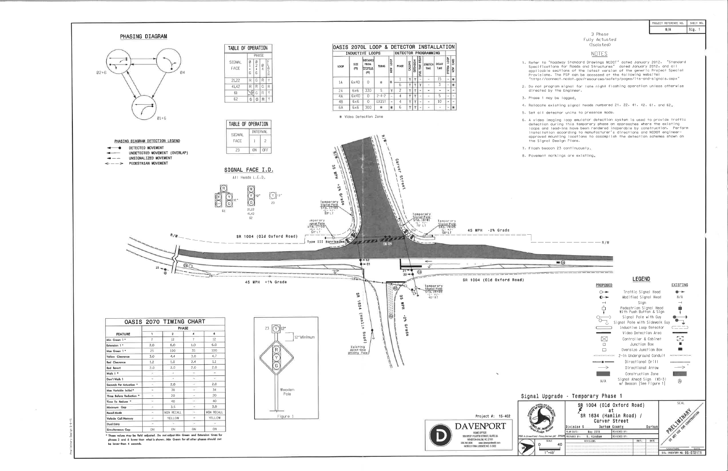| PROJECT REFERENCE NO. | SHEET NO. |
|---|---|
| N/A | Sig. 1 |

## PHASING DIAGRAM

Ø2+6 Ø4 Ø1+6

### PHASING DIAGRAM DETECTION LEGEND

- DETECTED MOVEMENT
- UNDETECTED MOVEMENT (OVERLAP)
- UNSIGNALIZED MOVEMENT
- PEDESTRIAN MOVEMENT

### TABLE OF OPERATION

| SIGNAL FACE | Ø1+6 | Ø2+6 | Ø4 | FLASH |
|---|---|---|---|---|
| 21,22 | R | G | R | Y |
| 41,42 | R | R | G | R |
| 61 | ←G | G | R | Y |
| 62 | G | G | R | Y |

### TABLE OF OPERATION

| SIGNAL FACE | INTERVAL 1 | INTERVAL 2 |
|---|---|---|
| 23 | ON | OFF |

### OASIS 2070L LOOP & DETECTOR INSTALLATION

| LOOP | SIZE (FT) | DISTANCE FROM STOPBAR (FT) | TURNS | NEW LOOP | PHASE | CALLING | EXTENSION | FULL TIME DELAY | STRETCH TIME | DELAY TIME | SYSTEM LOOP | NEW CARD |
|---|---|---|---|---|---|---|---|---|---|---|---|---|
| 1A | 6x40 | 0 | * | * | 1 | Y | Y | - | - | 15 | - | * |
| | | | | | 6 | Y | Y | Y | - | 3 | - | * |
| 2A | 6x6 | 330 | 5 | Y | 2 | Y | Y | - | - | - | - | - |
| 4A | 6x40 | 0 | 2-4-2 | - | 4 | Y | Y | - | - | 5 | - | - |
| 4B | 6x6 | 0 | EXIST | - | 4 | Y | Y | - | - | 10 | - | - |
| 6A | 6x6 | 300 | * | * | 6 | Y | Y | - | - | - | - | * |

\* Video Detection Zone

### SIGNAL FACE I.D.

All Heads L.E.D.

61 — 12"; 21,22 41,42 62 — 12"; 23 — 12"

### OASIS 2070 TIMING CHART

| FEATURE | 1 | 2 | 4 | 6 |
|---|---|---|---|---|
| Min Green 1 * | 7 | 12 | 7 | 12 |
| Extension 1 * | 2.0 | 6.0 | 1.0 | 6.0 |
| Max Green 1 * | 25 | 100 | 35 | 100 |
| Yellow Clearance | 3.0 | 4.4 | 3.0 | 4.7 |
| Red Clearance | 1.2 | 1.0 | 2.4 | 1.1 |
| Red Revert | 2.0 | 2.0 | 2.0 | 2.0 |
| Walk 1 * | - | - | - | - |
| Don't Walk 1 | - | - | - | - |
| Seconds Per Actuation * | - | 2.0 | - | 2.0 |
| Max Variable Initial* | - | 38 | - | 34 |
| Time Before Reduction * | - | 20 | - | 20 |
| Time To Reduce * | - | 40 | - | 40 |
| Minimum Gap | - | 3.5 | - | 3.0 |
| Recall Mode | - | MIN RECALL | - | MIN RECALL |
| Vehicle Call Memory | - | YELLOW | - | YELLOW |
| Dual Entry | - | - | - | - |
| Simultaneous Gap | ON | ON | ON | ON |

\* These values may be field adjusted. Do not adjust Min Green and Extension times for phases 2 and 6 lower than what is shown. Min Green for all other phases should not be lower than 4 seconds.

Figure 1: 23 — 12" — 12" Minimum — Wooden Pole

SR 1004 (Old Oxford Road) — 45 MPH +1% Grade; 45 MPH -2% Grade
Carver Street — 35 MPH +2% Grade
SR 1634 (Hamlin Road) — 35 MPH -2% Grade
Temporary Signal Pole Sta. 11+89 -L- +/- 58' LT
Temporary Signal Pole Sta. 17+50 -L- +/- 59' LT
Temporary Signal Pole Sta. 18+81 -L- +/- 78' LT
Temporary Signal Pole Sta. 19+25 -L- +/- 58' LT
Temporary Signal Pole Sta. 19+09 -L- +/- 40' RT
Type III Barricades
Existing Joint-Use Utility Pole

3 Phase
Fully Actuated
(Isolated)

## NOTES

1. Refer to "Roadway Standard Drawings NCDOT" dated January 2012, "Standard Specifications for Roads and Structures" dated January 2012, and all applicable sections of the latest version of the generic Project Special Provisions. The PSP can be accessed at the following website: "http://connect.ncdot.gov/resources/safety/pages/its-and-signals.aspx"
2. Do not program signal for late night flashing operation unless otherwise directed by the Engineer.
3. Phase 1 may be lagged.
4. Relocate existing signal heads numbered 21, 22, 41, 42, 61, and 62.
5. Set all detector units to presence mode.
6. A video imaging loop emulator detection system is used to provide traffic detection during this temporary phase on approaches where the existing loops and lead-ins have been rendered inoperable by construction. Perform installation according to manufacturer's directions and NCDOT engineer-approved mounting locations to accomplish the detection schemes shown on the Signal Design Plans.
7. Flash beacon 23 continuously.
8. Pavement markings are existing.

## LEGEND

| PROPOSED | | EXISTING |
|---|---|---|
| | Traffic Signal Head | |
| | Modified Signal Head | N/A |
| | Sign | |
| | Pedestrian Signal Head With Push Button & Sign | |
| | Signal Pole with Guy | |
| | Signal Pole with Sidewalk Guy | |
| | Inductive Loop Detector | |
| | Video Detection Area | |
| | Controller & Cabinet | |
| | Junction Box | |
| | Oversize Junction Box | |
| | 2-in Underground Conduit | |
| | Directional Drill | |
| | Directional Arrow | |
| | Construction Zone | |
| N/A | Signal Ahead Sign (W3-3) w/ Beacon (See Figure 1) | |

Project #: 15-402

DAVENPORT
HOME OFFICE
306 WEST FOURTH STREET, SUITE 2A
WINSTON-SALEM, NC 27101
336.744.1636 www.davenportworld.com
NCBELS FIRM LICENSE NO. C-2522

## Signal Upgrade - Temporary Phase 1

SR 1004 (Old Oxford Road)
at
SR 1634 (Hamlin Road) / Carver Street

Division 5 — Durham County — Durham
PLAN DATE: May 2015 — REVIEWED BY:
PREPARED BY: B. Hinshaw — REVIEWED BY:
750 N.Greenfield Pkwy,Garner,NC 27529
SCALE 0 40 — 1"=40'

PRELIMINARY DO NOT USE FOR CONSTRUCTION

SIG. INVENTORY NO. 05-0721T1

Preliminary Design 5-6-15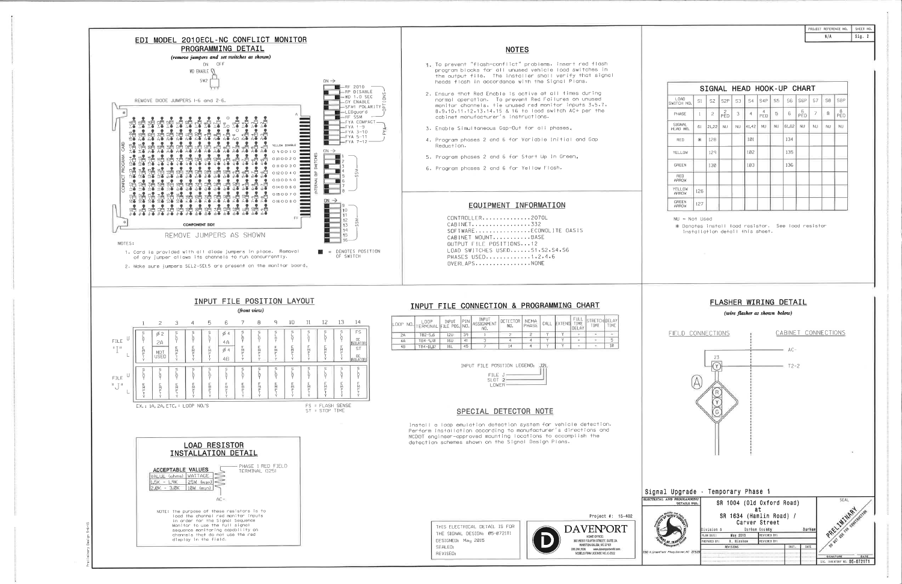# EDI MODEL 2010ECL-NC CONFLICT MONITOR PROGRAMMING DETAIL

*(remove jumpers and set switches as shown)*

WD ENABLE — ON OFF

SW2

REMOVE DIODE JUMPERS 1-6 and 2-6.

CONFLICT PROGRAM CARD

COMPONENT SIDE

REMOVE JUMPERS AS SHOWN

OPTIONS: RF 2010, RP DISABLE, WD 1.0 SEC, GY ENABLE, SF#1 POLARITY, LEDguard, RF SSM

FYA: FYA COMPACT, FYA 1-9, FYA 3-10, FYA 5-11, FYA 7-12

INTERNAL DIP SWITCHES — SSM 1–8, SSM 9–16

■ = DENOTES POSITION OF SWITCH

NOTES:

1. Card is provided with all diode jumpers in place. Removal of any jumper allows its channels to run concurrently.
2. Make sure jumpers SEL2-SEL5 are present on the monitor board.

## NOTES

1. To prevent "flash-conflict" problems, insert red flash program blocks for all unused vehicle load switches in the output file. The installer shall verify that signal heads flash in accordance with the Signal Plans.
2. Ensure that Red Enable is active at all times during normal operation. To prevent Red Failures on unused monitor channels, tie unused red monitor inputs 3,5,7, 8,9,10,11,12,13,14,15 & 16 to load switch AC+ per the cabinet manufacturer's instructions.
3. Enable Simultaneous Gap-Out for all phases.
4. Program phases 2 and 6 for Variable Initial and Gap Reduction.
5. Program phases 2 and 6 for Start Up In Green.
6. Program phases 2 and 6 for Yellow Flash.

## EQUIPMENT INFORMATION

CONTROLLER..............2070L
CABINET.................332
SOFTWARE................ECONOLITE OASIS
CABINET MOUNT...........BASE
OUTPUT FILE POSITIONS...12
LOAD SWITCHES USED......S1,S2,S4,S6
PHASES USED.............1,2,4,6
OVERLAPS................NONE

## SIGNAL HEAD HOOK-UP CHART

| LOAD SWITCH NO. | S1 | S2 | S2P | S3 | S4 | S4P | S5 | S6 | S6P | S7 | S8 | S8P |
|---|---|---|---|---|---|---|---|---|---|---|---|---|
| PHASE | 1 | 2 | 2 PED | 3 | 4 | 4 PED | 5 | 6 | 6 PED | 7 | 8 | 8 PED |
| SIGNAL HEAD NO. | 61 | 21,22 | NU | NU | 41,42 | NU | NU | 61,62 | NU | NU | NU | NU |
| RED | * | 128 | | | 101 | | | 134 | | | | |
| YELLOW | | 129 | | | 102 | | | 135 | | | | |
| GREEN | | 130 | | | 103 | | | 136 | | | | |
| RED ARROW | | | | | | | | | | | | |
| YELLOW ARROW | 126 | | | | | | | | | | | |
| GREEN ARROW | 127 | | | | | | | | | | | |

NU = Not Used

\* Denotes install load resistor. See load resistor installation detail this sheet.

## INPUT FILE POSITION LAYOUT

*(front view)*

| | | 1 | 2 | 3 | 4 | 5 | 6 | 7 | 8 | 9 | 10 | 11 | 12 | 13 | 14 |
|---|---|---|---|---|---|---|---|---|---|---|---|---|---|---|---|
| FILE "I" | U | SLOT EMPTY | Ø 2 2A | SLOT EMPTY | SLOT EMPTY | SLOT EMPTY | Ø 4 4A | SLOT EMPTY | SLOT EMPTY | SLOT EMPTY | SLOT EMPTY | SLOT EMPTY | SLOT EMPTY | SLOT EMPTY | FS DC ISOLATOR |
| | L | | NOT USED | | | | Ø 4 4B | | | | | | | | ST DC ISOLATOR |
| FILE "J" | U | SLOT EMPTY | SLOT EMPTY | SLOT EMPTY | SLOT EMPTY | SLOT EMPTY | SLOT EMPTY | SLOT EMPTY | SLOT EMPTY | SLOT EMPTY | SLOT EMPTY | SLOT EMPTY | SLOT EMPTY | SLOT EMPTY | SLOT EMPTY |
| | L | | | | | | | | | | | | | | |

EX.: 1A, 2A, ETC. = LOOP NO.'S

FS = FLASH SENSE
ST = STOP TIME

## INPUT FILE CONNECTION & PROGRAMMING CHART

| LOOP NO. | LOOP TERMINAL | INPUT FILE POS. | PIN NO. | INPUT ASSIGNMENT NO. | DETECTOR NO. | NEMA PHASE | CALL | EXTEND | FULL TIME DELAY | STRETCH TIME | DELAY TIME |
|---|---|---|---|---|---|---|---|---|---|---|---|
| 2A | TB2-5,6 | I2U | 39 | 1 | 2 | 2 | Y | Y | - | - | - |
| 4A | TB4-9,10 | I6U | 41 | 3 | 4 | 4 | Y | Y | - | - | 5 |
| 4B | TB4-11,12 | I6L | 45 | 7 | 14 | 4 | Y | Y | - | - | 10 |

INPUT FILE POSITION LEGEND: J2L — FILE J, SLOT 2, LOWER

## SPECIAL DETECTOR NOTE

Install a loop emulation detection system for vehicle detection. Perform installation according to manufacturer's directions and NCDOT engineer-approved mounting locations to accomplish the detection schemes shown on the Signal Design Plans.

## FLASHER WIRING DETAIL

*(wire flasher as shown below)*

FIELD CONNECTIONS — CABINET CONNECTIONS

23 — AC-, T2-2

## LOAD RESISTOR INSTALLATION DETAIL

ACCEPTABLE VALUES

| VALUE (ohms) | WATTAGE |
|---|---|
| 1.5K - 1.9K | 25W (min) |
| 2.0K - 3.0K | 10W (min) |

PHASE 1 RED FIELD TERMINAL (125)

AC-

NOTE: The purpose of these resistors is to load the channel red monitor inputs in order for the Signal Sequence Monitor to use the full signal sequence monitoring capability on channels that do not use the red display in the field.

Project #: 15-402

THIS ELECTRICAL DETAIL IS FOR THE SIGNAL DESIGN: 05-0721T1
DESIGNED: May 2015
SEALED:
REVISED:

DAVENPORT — HOME OFFICE: 305 WEST FOURTH STREET, SUITE 2A, WINSTON-SALEM, NC 27101 — 336.744.1636 — www.davenportworld.com — NC BOELS FIRM LICENSE NO. C-2522

PROJECT REFERENCE NO. N/A — SHEET NO. Sig. 2

Signal Upgrade - Temporary Phase 1

ELECTRICAL AND PROGRAMMING DETAILS FOR:

SR 1004 (Old Oxford Road) at SR 1634 (Hamlin Road) / Carver Street

Division 5 — Durham County — Durham

PLAN DATE: May 2015 — REVIEWED BY:
PREPARED BY: B. Blasbon — REVIEWED BY:

REVISIONS — INIT. — DATE

750 N.Greenfield Pkwy,Garner,NC 27529

PRELIMINARY — DO NOT USE FOR CONSTRUCTION

SEAL — SIGNATURE — DATE

SIG. INVENTORY NO. 05-0721T1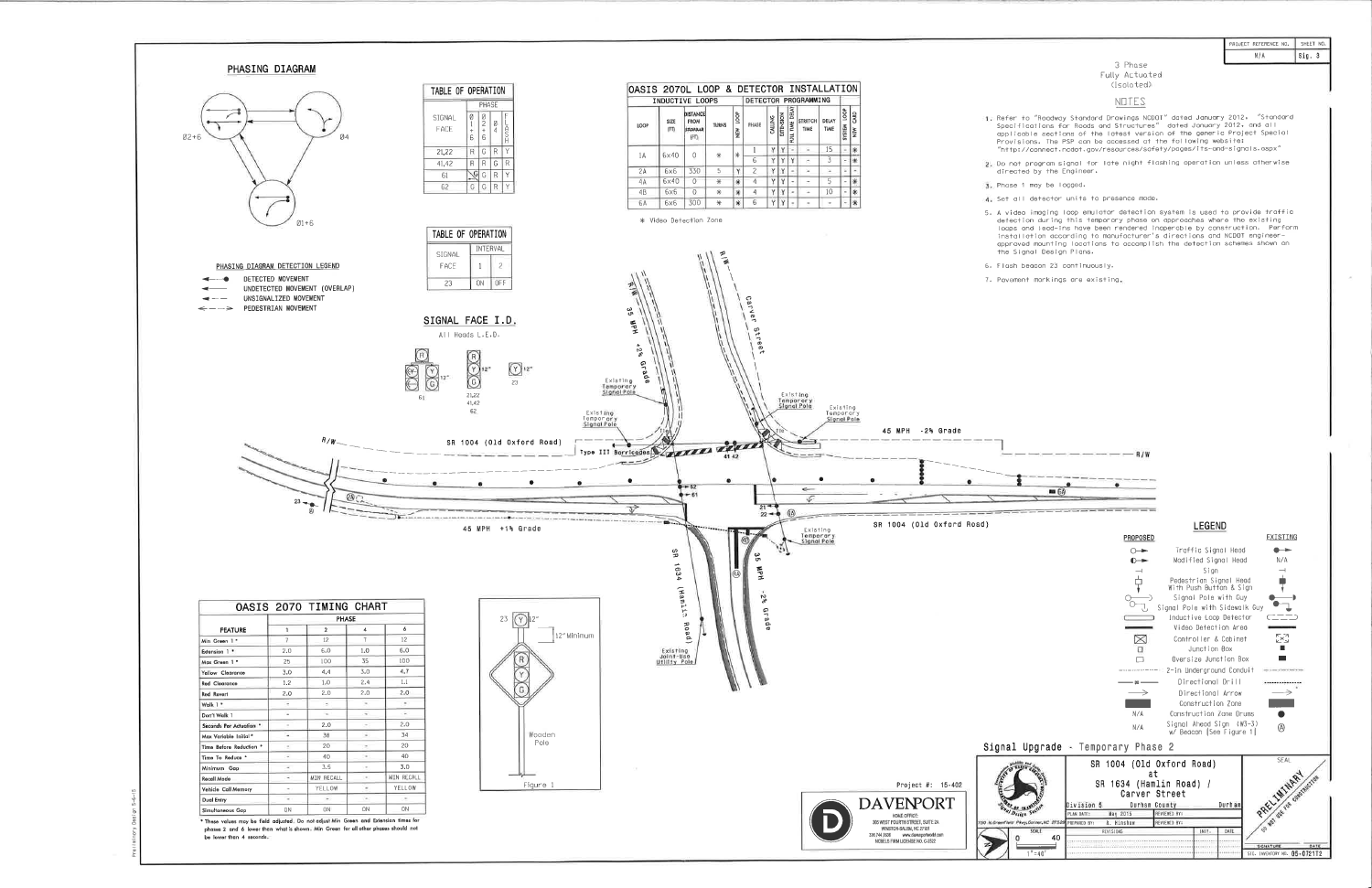| PROJECT REFERENCE NO. | SHEET NO. |
|---|---|
| N/A | Sig. 3 |

## PHASING DIAGRAM

Ø2+6 — Ø4 — Ø1+6

### PHASING DIAGRAM DETECTION LEGEND

- DETECTED MOVEMENT
- UNDETECTED MOVEMENT (OVERLAP)
- UNSIGNALIZED MOVEMENT
- PEDESTRIAN MOVEMENT

### TABLE OF OPERATION

| SIGNAL FACE | Ø1+6 | Ø2+6 | Ø4 | FLASH |
|---|---|---|---|---|
| 21,22 | R | G | R | Y |
| 41,42 | R | R | G | R |
| 61 | ↘G | G | R | Y |
| 62 | G | G | R | Y |

### TABLE OF OPERATION

| SIGNAL FACE | INTERVAL 1 | INTERVAL 2 |
|---|---|---|
| 23 | ON | OFF |

### OASIS 2070L LOOP & DETECTOR INSTALLATION

| LOOP | SIZE (FT) | DISTANCE FROM STOPBAR (FT) | TURNS | NEW LOOP | PHASE | CALLING | EXTENSION | FULL TIME DELAY | STRETCH TIME | DELAY TIME | SYSTEM LOOP | NEW CARD |
|---|---|---|---|---|---|---|---|---|---|---|---|---|
| 1A | 6x40 | 0 | * | * | 1 | Y | Y | - | - | 15 | - | * |
| | | | | | 6 | Y | Y | Y | - | 3 | - | * |
| 2A | 6x6 | 330 | 5 | Y | 2 | Y | Y | - | - | - | - | - |
| 4A | 6x40 | 0 | * | * | 4 | Y | Y | - | - | 5 | - | * |
| 4B | 6x6 | 0 | * | * | 4 | Y | Y | - | - | 10 | - | * |
| 6A | 6x6 | 300 | * | * | 6 | Y | Y | - | - | - | - | * |

\* Video Detection Zone

### SIGNAL FACE I.D.

All Heads L.E.D.

61 — 21,22 / 41,42 / 62 — 23

3 Phase
Fully Actuated
(Isolated)

### NOTES

1. Refer to "Roadway Standard Drawings NCDOT" dated January 2012, "Standard Specifications for Roads and Structures" dated January 2012, and all applicable sections of the latest version of the generic Project Special Provisions. The PSP can be accessed at the following website: "http://connect.ncdot.gov/resources/safety/pages/its-and-signals.aspx"
2. Do not program signal for late night flashing operation unless otherwise directed by the Engineer.
3. Phase 1 may be lagged.
4. Set all detector units to presence mode.
5. A video imaging loop emulator detection system is used to provide traffic detection during this temporary phase on approaches where the existing loops and lead-ins have been rendered inoperable by construction. Perform installation according to manufacturer's directions and NCDOT engineer-approved mounting locations to accomplish the detection schemes shown on the Signal Design Plans.
6. Flash beacon 23 continuously.
7. Pavement markings are existing.

SR 1004 (Old Oxford Road) — 45 MPH +1% Grade — 45 MPH -2% Grade
Carver Street — 35 MPH +2% Grade
SR 1634 (Hamlin Road) — 35 MPH -2% Grade
Existing Temporary Signal Pole; Type III Barricades; Existing Joint-Use Utility Pole

### OASIS 2070 TIMING CHART

| FEATURE | PHASE 1 | PHASE 2 | PHASE 4 | PHASE 6 |
|---|---|---|---|---|
| Min Green 1 * | 7 | 12 | 7 | 12 |
| Extension 1 * | 2.0 | 6.0 | 1.0 | 6.0 |
| Max Green 1 * | 25 | 100 | 35 | 100 |
| Yellow Clearance | 3.0 | 4.4 | 3.0 | 4.7 |
| Red Clearance | 1.2 | 1.0 | 2.4 | 1.1 |
| Red Revert | 2.0 | 2.0 | 2.0 | 2.0 |
| Walk 1 * | - | - | - | - |
| Don't Walk 1 | - | - | - | - |
| Seconds Per Actuation * | - | 2.0 | - | 2.0 |
| Max Variable Initial * | - | 38 | - | 34 |
| Time Before Reduction * | - | 20 | - | 20 |
| Time To Reduce * | - | 40 | - | 40 |
| Minimum Gap | - | 3.5 | - | 3.0 |
| Recall Mode | - | MIN RECALL | - | MIN RECALL |
| Vehicle Call Memory | - | YELLOW | - | YELLOW |
| Dual Entry | - | - | - | - |
| Simultaneous Gap | ON | ON | ON | ON |

\* These values may be field adjusted. Do not adjust Min Green and Extension times for phases 2 and 6 lower than what is shown. Min Green for all other phases should not be lower than 4 seconds.

23 — 12" Minimum — Wooden Pole

Figure 1

### LEGEND

| PROPOSED | | EXISTING |
|---|---|---|
| | Traffic Signal Head | |
| | Modified Signal Head | N/A |
| | Sign | |
| | Pedestrian Signal Head With Push Button & Sign | |
| | Signal Pole with Guy | |
| | Signal Pole with Sidewalk Guy | |
| | Inductive Loop Detector | |
| | Video Detection Area | |
| | Controller & Cabinet | |
| | Junction Box | |
| | Oversize Junction Box | |
| | 2-in Underground Conduit | |
| | Directional Drill | |
| | Directional Arrow | |
| | Construction Zone | |
| N/A | Construction Zone Drums | |
| N/A | Signal Ahead Sign (W3-3) w/ Beacon (See Figure 1) | |

### Signal Upgrade - Temporary Phase 2

SR 1004 (Old Oxford Road)
at
SR 1634 (Hamlin Road) / Carver Street

Division 5 — Durham County — Durham
PLAN DATE: May 2015 — REVIEWED BY:
PREPARED BY: B. Blinshaw — REVIEWED BY:
SCALE 0 40 — 1"=40'

Project #: 15-402

DAVENPORT
HOME OFFICE: 305 WEST FOURTH STREET, SUITE 2A, WINSTON-SALEM, NC 27101
336.744.1636 www.davenportworld.com
NCBELS FIRM LICENSE NO. C-2522

PRELIMINARY — DO NOT USE FOR CONSTRUCTION

SIG. INVENTORY NO. 05-0721T2

Preliminary Design 5-6-15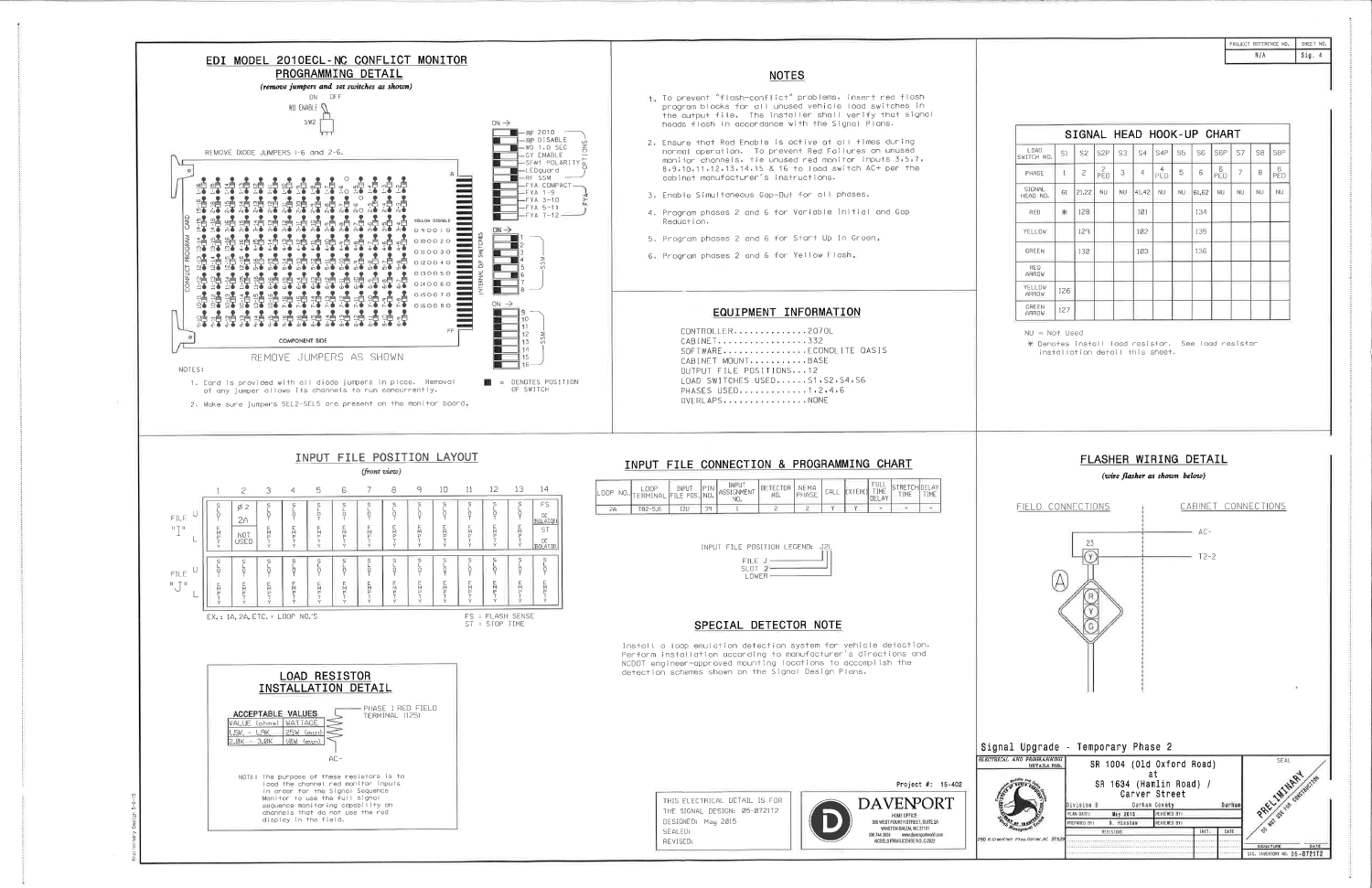| PROJECT REFERENCE NO. | SHEET NO. |
|---|---|
| N/A | Sig. 4 |

## EDI MODEL 2010ECL-NC CONFLICT MONITOR PROGRAMMING DETAIL

*(remove jumpers and set switches as shown)*

WD ENABLE — SW2 — ON / OFF

REMOVE DIODE JUMPERS 1-6 and 2-6.

CONFLICT PROGRAM CARD — COMPONENT SIDE

REMOVE JUMPERS AS SHOWN

OPTIONS: RF 2010, RP DISABLE, WD 1.0 SEC, GY ENABLE, SF#1 POLARITY, LEDguard, RF SSM, FYA COMPACT

FYA: FYA 1-9, FYA 3-10, FYA 5-11, FYA 7-12

INTERNAL DIP SWITCHES — SSM 1–8, SSM 9–16

■ = DENOTES POSITION OF SWITCH

NOTES:

1. Card is provided with all diode jumpers in place. Removal of any jumper allows its channels to run concurrently.
2. Make sure jumpers SEL2-SEL5 are present on the monitor board.

## NOTES

1. To prevent "flash-conflict" problems, insert red flash program blocks for all unused vehicle load switches in the output file. The installer shall verify that signal heads flash in accordance with the Signal Plans.
2. Ensure that Red Enable is active at all times during normal operation. To prevent Red Failures on unused monitor channels, tie unused red monitor inputs 3,5,7, 8,9,10,11,12,13,14,15 & 16 to load switch AC+ per the cabinet manufacturer's instructions.
3. Enable Simultaneous Gap-Out for all phases.
4. Program phases 2 and 6 for Variable Initial and Gap Reduction.
5. Program phases 2 and 6 for Start Up In Green.
6. Program phases 2 and 6 for Yellow Flash.

## EQUIPMENT INFORMATION

CONTROLLER..............2070L
CABINET.................332
SOFTWARE................ECONOLITE OASIS
CABINET MOUNT...........BASE
OUTPUT FILE POSITIONS...12
LOAD SWITCHES USED......S1,S2,S4,S6
PHASES USED.............1,2,4,6
OVERLAPS................NONE

## SIGNAL HEAD HOOK-UP CHART

| LOAD SWITCH NO. | S1 | S2 | S2P | S3 | S4 | S4P | S5 | S6 | S6P | S7 | S8 | S8P |
|---|---|---|---|---|---|---|---|---|---|---|---|---|
| PHASE | 1 | 2 | 2 PED | 3 | 4 | 4 PED | 5 | 6 | 6 PED | 7 | 8 | 8 PED |
| SIGNAL HEAD NO. | 61 | 21,22 | NU | NU | 41,42 | NU | NU | 61,62 | NU | NU | NU | NU |
| RED | * | 128 | | | 101 | | | 134 | | | | |
| YELLOW | | 129 | | | 102 | | | 135 | | | | |
| GREEN | | 130 | | | 103 | | | 136 | | | | |
| RED ARROW | | | | | | | | | | | | |
| YELLOW ARROW | 126 | | | | | | | | | | | |
| GREEN ARROW | 127 | | | | | | | | | | | |

NU = Not Used

\* Denotes install load resistor. See load resistor installation detail this sheet.

## INPUT FILE POSITION LAYOUT

*(front view)*

| | | 1 | 2 | 3 | 4 | 5 | 6 | 7 | 8 | 9 | 10 | 11 | 12 | 13 | 14 |
|---|---|---|---|---|---|---|---|---|---|---|---|---|---|---|---|
| FILE "I" | U | SLOT EMPTY | Ø 2 / 2A | SLOT EMPTY | SLOT EMPTY | SLOT EMPTY | SLOT EMPTY | SLOT EMPTY | SLOT EMPTY | SLOT EMPTY | SLOT EMPTY | SLOT EMPTY | SLOT EMPTY | SLOT EMPTY | FS / DC ISOLATOR |
| | L | | NOT USED | | | | | | | | | | | | ST / DC ISOLATOR |
| FILE "J" | U | SLOT EMPTY | SLOT EMPTY | SLOT EMPTY | SLOT EMPTY | SLOT EMPTY | SLOT EMPTY | SLOT EMPTY | SLOT EMPTY | SLOT EMPTY | SLOT EMPTY | SLOT EMPTY | SLOT EMPTY | SLOT EMPTY | SLOT EMPTY |
| | L | | | | | | | | | | | | | | |

EX.: 1A, 2A, ETC. = LOOP NO.'S

FS = FLASH SENSE
ST = STOP TIME

## INPUT FILE CONNECTION & PROGRAMMING CHART

| LOOP NO. | LOOP TERMINAL | INPUT FILE POS. | PIN NO. | INPUT ASSIGNMENT NO. | DETECTOR NO. | NEMA PHASE | CALL | EXTEND | FULL TIME DELAY | STRETCH TIME | DELAY TIME |
|---|---|---|---|---|---|---|---|---|---|---|---|
| 2A | TB2-5,6 | I2U | 39 | 1 | 2 | 2 | Y | Y | - | - | - |

INPUT FILE POSITION LEGEND: J2L

FILE J
SLOT 2
LOWER

## SPECIAL DETECTOR NOTE

Install a loop emulation detection system for vehicle detection. Perform installation according to manufacturer's directions and NCDOT engineer-approved mounting locations to accomplish the detection schemes shown on the Signal Design Plans.

## FLASHER WIRING DETAIL

*(wire flasher as shown below)*

FIELD CONNECTIONS — CABINET CONNECTIONS

23 — AC-
T2-2

## LOAD RESISTOR INSTALLATION DETAIL

ACCEPTABLE VALUES

| VALUE (ohms) | WATTAGE |
|---|---|
| 1.5K - 1.9K | 25W (min) |
| 2.0K - 3.0K | 10W (min) |

PHASE 1 RED FIELD TERMINAL (125)

AC-

NOTE: The purpose of these resistors is to load the channel red monitor inputs in order for the Signal Sequence Monitor to use the full signal sequence monitoring capability on channels that do not use the red display in the field.

Project #: 15-402

THIS ELECTRICAL DETAIL IS FOR THE SIGNAL DESIGN: 05-0721T2
DESIGNED: May 2015
SEALED:
REVISED:

DAVENPORT
HOME OFFICE
305 WEST FOURTH STREET, SUITE 2A
WINSTON-SALEM, NC 27101

Signal Upgrade - Temporary Phase 2

ELECTRICAL AND PROGRAMMING DETAILS FOR:

SR 1004 (Old Oxford Road)
at
SR 1634 (Hamlin Road) /
Carver Street

Division 5 — Durham County — Durham
PLAN DATE: May 2015 — REVIEWED BY:
PREPARED BY: R. Hinshaw — REVIEWED BY:

750 N.Greenfield Pkwy, Garner, NC 27529

PRELIMINARY — DO NOT USE FOR CONSTRUCTION

SIG. INVENTORY NO. 05-0721T2

Preliminary Design 5-6-15